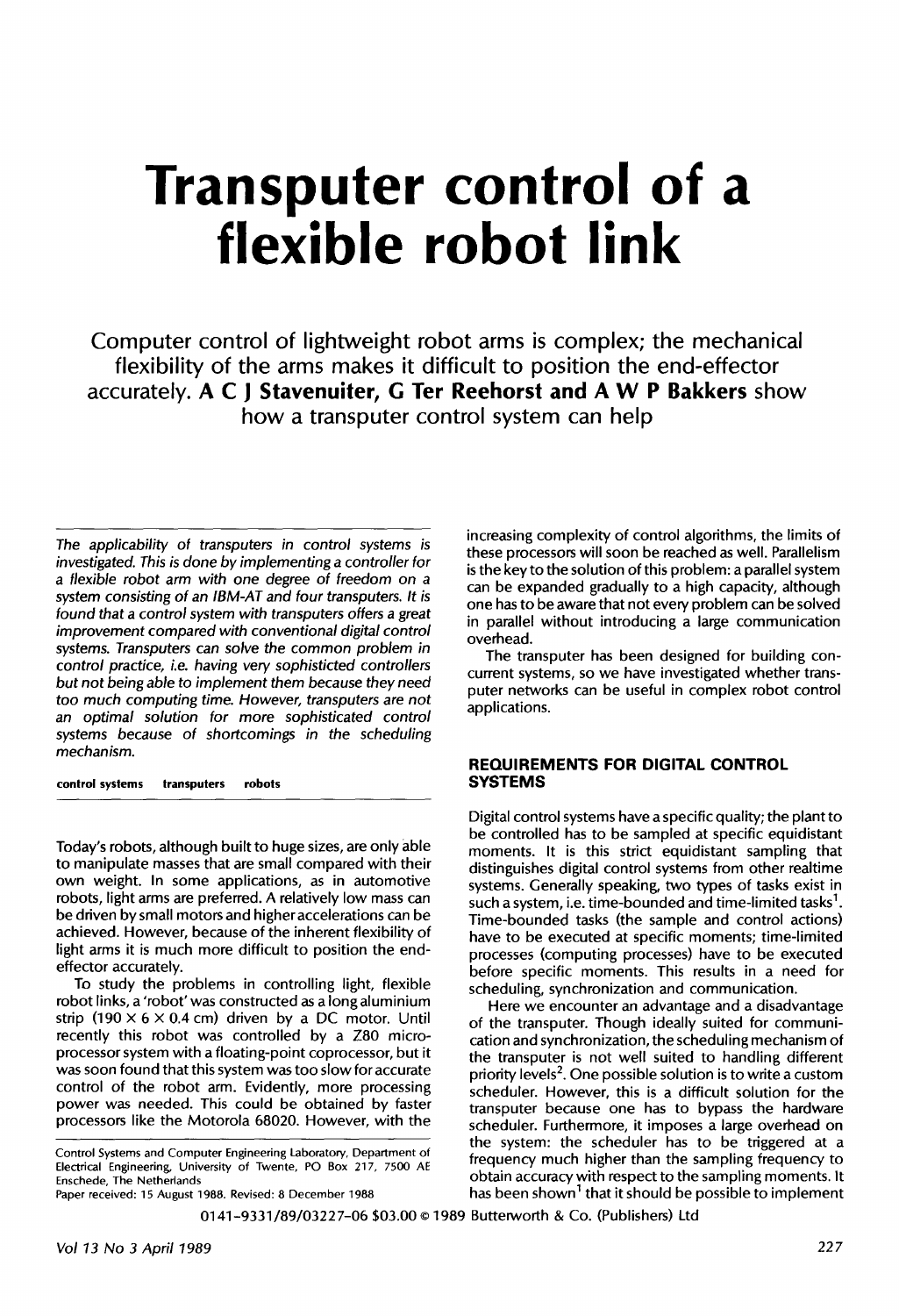# Transputer control of a flexible robot link

Computer control of lightweight robot arms is complex; the mechanical flexibility of the arms makes it difficult to position the end-effector accurately. **A C J Stavenuiter, G Ter Reehorst and A W P Bakkers** show how a transputer control system can help

*The applicability of transputers in control systems is investigated. This is done by implementing a controller for a flexible robot arm with one degree of freedom on a system consisting of an IBM-AT and four transputers. It is found that a control system with transputers offers a great improvement compared with conventional digital control systems. Transputers can solve the common problem in control practice, i.e. having very sophisticted controllers but not being able to implement them because they need too much computing time. However, transputers are not an optimal solution for more sophisticated control systems because of shortcomings in the scheduling mechanism.*

**control systems transputers robots**

Today's robots, although built to huge sizes, are only able to manipulate masses that are small compared with their own weight. In some applications, as in automotive robots, light arms are preferred. A relatively low mass can be driven by small motors and higher accelerations can be achieved. However, because of the inherent flexibility of light arms it is much more difficult to position the end-effector accurately.

To study the problems in controlling light, flexible robot links, a 'robot' was constructed as a long aluminium strip (190 × 6 × 0.4 cm) driven by a DC motor. Until recently this robot was controlled by a Z80 microprocessor system with a floating-point coprocessor, but it was soon found that this system was too slow for accurate control of the robot arm. Evidently, more processing power was needed. This could be obtained by faster processors like the Motorola 68020. However, with the increasing complexity of control algorithms, the limits of these processors will soon be reached as well. Parallelism is the key to the solution of this problem: a parallel system can be expanded gradually to a high capacity, although one has to be aware that not every problem can be solved in parallel without introducing a large communication overhead.

The transputer has been designed for building concurrent systems, so we have investigated whether transputer networks can be useful in complex robot control applications.

Control Systems and Computer Engineering Laboratory, Department of Electrical Engineering, University of Twente, PO Box 217, 7500 AE Enschede, The Netherlands

Paper received: 15 August 1988. Revised: 8 December 1988

## REQUIREMENTS FOR DIGITAL CONTROL SYSTEMS

Digital control systems have a specific quality; the plant to be controlled has to be sampled at specific equidistant moments. It is this strict equidistant sampling that distinguishes digital control systems from other realtime systems. Generally speaking, two types of tasks exist in such a system, i.e. time-bounded and time-limited tasks[1]. Time-bounded tasks (the sample and control actions) have to be executed at specific moments; time-limited processes (computing processes) have to be executed before specific moments. This results in a need for scheduling, synchronization and communication.

Here we encounter an advantage and a disadvantage of the transputer. Though ideally suited for communication and synchronization, the scheduling mechanism of the transputer is not well suited to handling different priority levels[2]. One possible solution is to write a custom scheduler. However, this is a difficult solution for the transputer because one has to bypass the hardware scheduler. Furthermore, it imposes a large overhead on the system: the scheduler has to be triggered at a frequency much higher than the sampling frequency to obtain accuracy with respect to the sampling moments. It has been shown[1] that it should be possible to implement

0141-9331/89/03227-06 $03.00 © 1989 Butterworth & Co. (Publishers) Ltd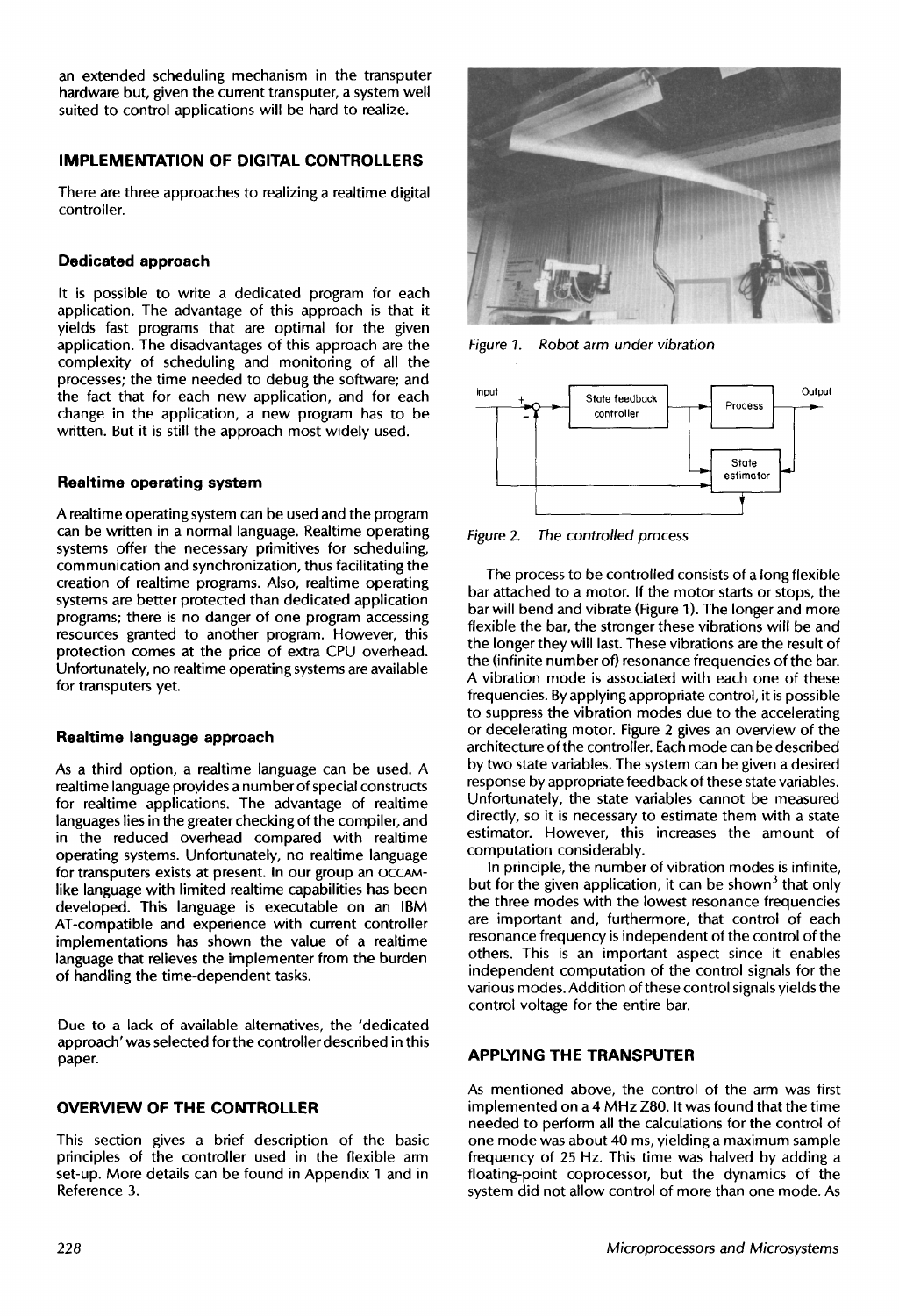an extended scheduling mechanism in the transputer hardware but, given the current transputer, a system well suited to control applications will be hard to realize.

## IMPLEMENTATION OF DIGITAL CONTROLLERS

There are three approaches to realizing a realtime digital controller.

### Dedicated approach

It is possible to write a dedicated program for each application. The advantage of this approach is that it yields fast programs that are optimal for the given application. The disadvantages of this approach are the complexity of scheduling and monitoring of all the processes; the time needed to debug the software; and the fact that for each new application, and for each change in the application, a new program has to be written. But it is still the approach most widely used.

### Realtime operating system

A realtime operating system can be used and the program can be written in a normal language. Realtime operating systems offer the necessary primitives for scheduling, communication and synchronization, thus facilitating the creation of realtime programs. Also, realtime operating systems are better protected than dedicated application programs; there is no danger of one program accessing resources granted to another program. However, this protection comes at the price of extra CPU overhead. Unfortunately, no realtime operating systems are available for transputers yet.

### Realtime language approach

As a third option, a realtime language can be used. A realtime language provides a number of special constructs for realtime applications. The advantage of realtime languages lies in the greater checking of the compiler, and in the reduced overhead compared with realtime operating systems. Unfortunately, no realtime language for transputers exists at present. In our group an OCCAM-like language with limited realtime capabilities has been developed. This language is executable on an IBM AT-compatible and experience with current controller implementations has shown the value of a realtime language that relieves the implementer from the burden of handling the time-dependent tasks.

Due to a lack of available alternatives, the 'dedicated approach' was selected for the controller described in this paper.

## OVERVIEW OF THE CONTROLLER

This section gives a brief description of the basic principles of the controller used in the flexible arm set-up. More details can be found in Appendix 1 and in Reference 3.

*Figure 1. Robot arm under vibration*

*Figure 2. The controlled process*

The process to be controlled consists of a long flexible bar attached to a motor. If the motor starts or stops, the bar will bend and vibrate (Figure 1). The longer and more flexible the bar, the stronger these vibrations will be and the longer they will last. These vibrations are the result of the (infinite number of) resonance frequencies of the bar. A vibration mode is associated with each one of these frequencies. By applying appropriate control, it is possible to suppress the vibration modes due to the accelerating or decelerating motor. Figure 2 gives an overview of the architecture of the controller. Each mode can be described by two state variables. The system can be given a desired response by appropriate feedback of these state variables. Unfortunately, the state variables cannot be measured directly, so it is necessary to estimate them with a state estimator. However, this increases the amount of computation considerably.

In principle, the number of vibration modes is infinite, but for the given application, it can be shown[3] that only the three modes with the lowest resonance frequencies are important and, furthermore, that control of each resonance frequency is independent of the control of the others. This is an important aspect since it enables independent computation of the control signals for the various modes. Addition of these control signals yields the control voltage for the entire bar.

## APPLYING THE TRANSPUTER

As mentioned above, the control of the arm was first implemented on a 4 MHz Z80. It was found that the time needed to perform all the calculations for the control of one mode was about 40 ms, yielding a maximum sample frequency of 25 Hz. This time was halved by adding a floating-point coprocessor, but the dynamics of the system did not allow control of more than one mode. As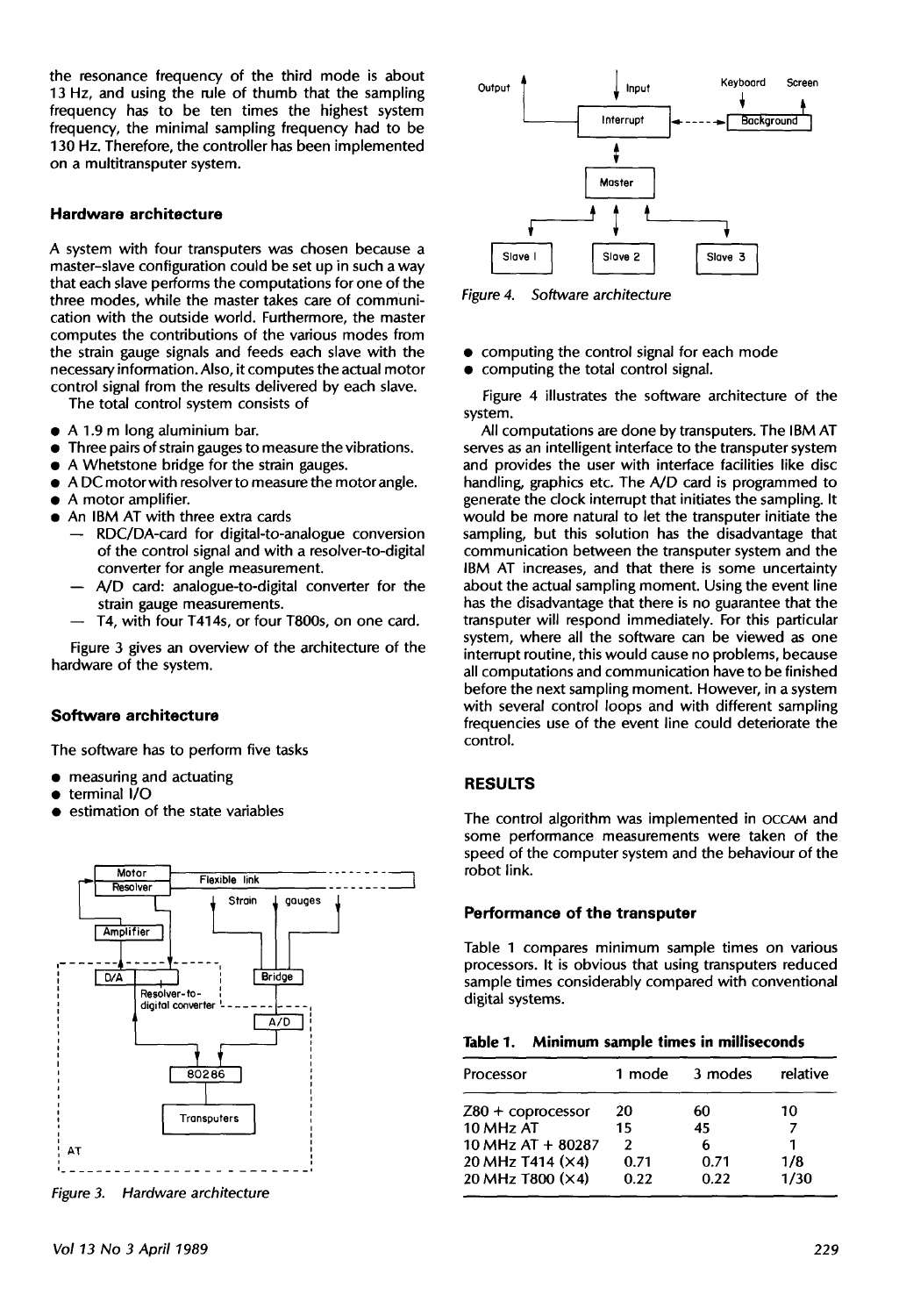the resonance frequency of the third mode is about 13 Hz, and using the rule of thumb that the sampling frequency has to be ten times the highest system frequency, the minimal sampling frequency had to be 130 Hz. Therefore, the controller has been implemented on a multitransputer system.

### Hardware architecture

A system with four transputers was chosen because a master–slave configuration could be set up in such a way that each slave performs the computations for one of the three modes, while the master takes care of communication with the outside world. Furthermore, the master computes the contributions of the various modes from the strain gauge signals and feeds each slave with the necessary information. Also, it computes the actual motor control signal from the results delivered by each slave.

The total control system consists of

- A 1.9 m long aluminium bar.
- Three pairs of strain gauges to measure the vibrations.
- A Whetstone bridge for the strain gauges.
- A DC motor with resolver to measure the motor angle.
- A motor amplifier.
- An IBM AT with three extra cards
  - RDC/DA-card for digital-to-analogue conversion of the control signal and with a resolver-to-digital converter for angle measurement.
  - A/D card: analogue-to-digital converter for the strain gauge measurements.
  - T4, with four T414s, or four T800s, on one card.

Figure 3 gives an overview of the architecture of the hardware of the system.

### Software architecture

The software has to perform five tasks

- measuring and actuating
- terminal I/O
- estimation of the state variables
- computing the control signal for each mode
- computing the total control signal.

*Figure 3. Hardware architecture*

*Figure 4. Software architecture*

Figure 4 illustrates the software architecture of the system.

All computations are done by transputers. The IBM AT serves as an intelligent interface to the transputer system and provides the user with interface facilities like disc handling, graphics etc. The A/D card is programmed to generate the clock interrupt that initiates the sampling. It would be more natural to let the transputer initiate the sampling, but this solution has the disadvantage that communication between the transputer system and the IBM AT increases, and that there is some uncertainty about the actual sampling moment. Using the event line has the disadvantage that there is no guarantee that the transputer will respond immediately. For this particular system, where all the software can be viewed as one interrupt routine, this would cause no problems, because all computations and communication have to be finished before the next sampling moment. However, in a system with several control loops and with different sampling frequencies use of the event line could deteriorate the control.

## RESULTS

The control algorithm was implemented in OCCAM and some performance measurements were taken of the speed of the computer system and the behaviour of the robot link.

### Performance of the transputer

Table 1 compares minimum sample times on various processors. It is obvious that using transputers reduced sample times considerably compared with conventional digital systems.

**Table 1. Minimum sample times in milliseconds**

| Processor | 1 mode | 3 modes | relative |
|---|---|---|---|
| Z80 + coprocessor | 20 | 60 | 10 |
| 10 MHz AT | 15 | 45 | 7 |
| 10 MHz AT + 80287 | 2 | 6 | 1 |
| 20 MHz T414 (×4) | 0.71 | 0.71 | 1/8 |
| 20 MHz T800 (×4) | 0.22 | 0.22 | 1/30 |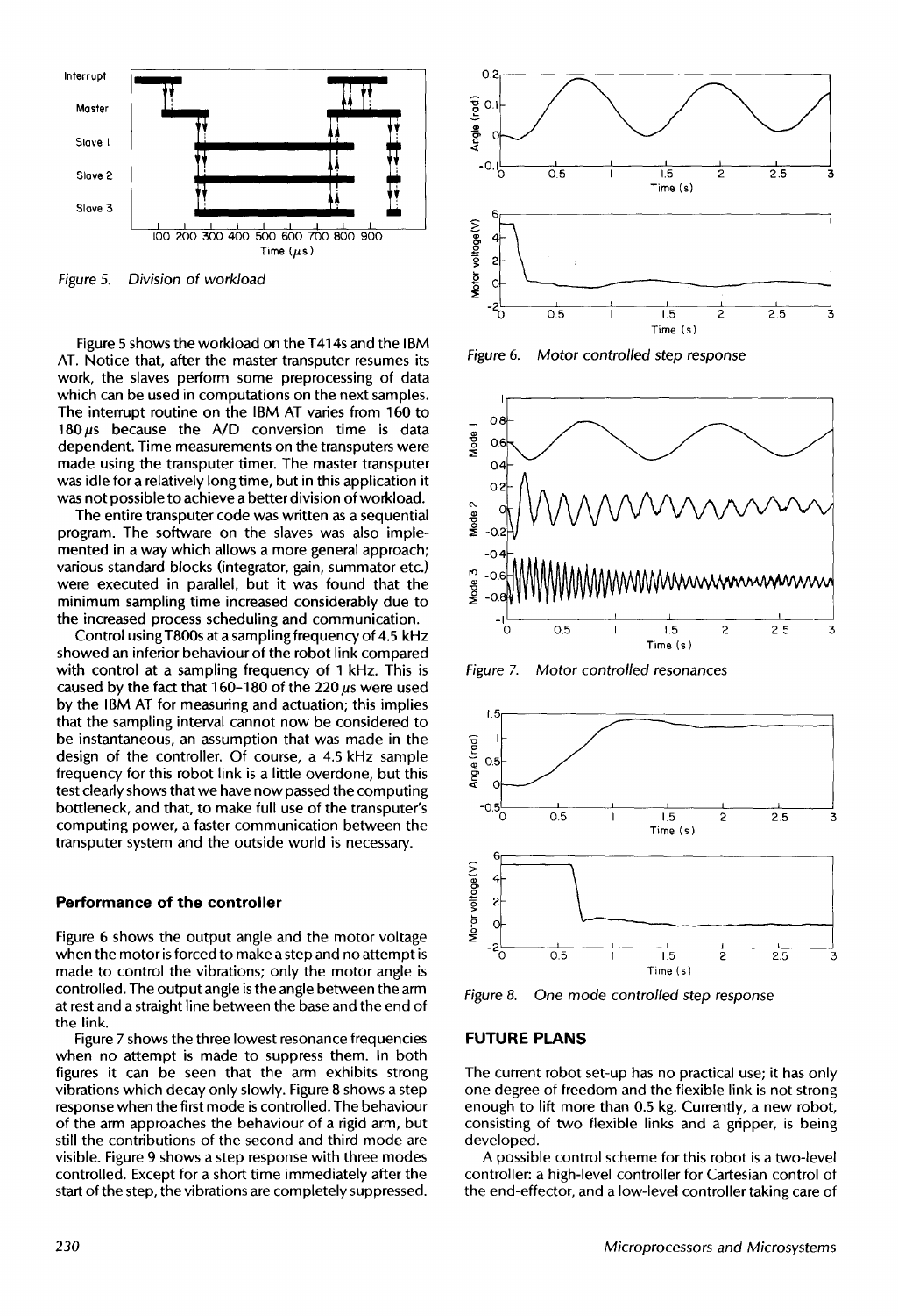Figure 5. Division of workload

Figure 5 shows the workload on the T414s and the IBM AT. Notice that, after the master transputer resumes its work, the slaves perform some preprocessing of data which can be used in computations on the next samples. The interrupt routine on the IBM AT varies from 160 to 180 μs because the A/D conversion time is data dependent. Time measurements on the transputers were made using the transputer timer. The master transputer was idle for a relatively long time, but in this application it was not possible to achieve a better division of workload.

The entire transputer code was written as a sequential program. The software on the slaves was also implemented in a way which allows a more general approach; various standard blocks (integrator, gain, summator etc.) were executed in parallel, but it was found that the minimum sampling time increased considerably due to the increased process scheduling and communication.

Control using T800s at a sampling frequency of 4.5 kHz showed an inferior behaviour of the robot link compared with control at a sampling frequency of 1 kHz. This is caused by the fact that 160–180 of the 220 μs were used by the IBM AT for measuring and actuation; this implies that the sampling interval cannot now be considered to be instantaneous, an assumption that was made in the design of the controller. Of course, a 4.5 kHz sample frequency for this robot link is a little overdone, but this test clearly shows that we have now passed the computing bottleneck, and that, to make full use of the transputer's computing power, a faster communication between the transputer system and the outside world is necessary.

### Performance of the controller

Figure 6 shows the output angle and the motor voltage when the motor is forced to make a step and no attempt is made to control the vibrations; only the motor angle is controlled. The output angle is the angle between the arm at rest and a straight line between the base and the end of the link.

Figure 7 shows the three lowest resonance frequencies when no attempt is made to suppress them. In both figures it can be seen that the arm exhibits strong vibrations which decay only slowly. Figure 8 shows a step response when the first mode is controlled. The behaviour of the arm approaches the behaviour of a rigid arm, but still the contributions of the second and third mode are visible. Figure 9 shows a step response with three modes controlled. Except for a short time immediately after the start of the step, the vibrations are completely suppressed.

Figure 6. Motor controlled step response

Figure 7. Motor controlled resonances

Figure 8. One mode controlled step response

## FUTURE PLANS

The current robot set-up has no practical use; it has only one degree of freedom and the flexible link is not strong enough to lift more than 0.5 kg. Currently, a new robot, consisting of two flexible links and a gripper, is being developed.

A possible control scheme for this robot is a two-level controller: a high-level controller for Cartesian control of the end-effector, and a low-level controller taking care of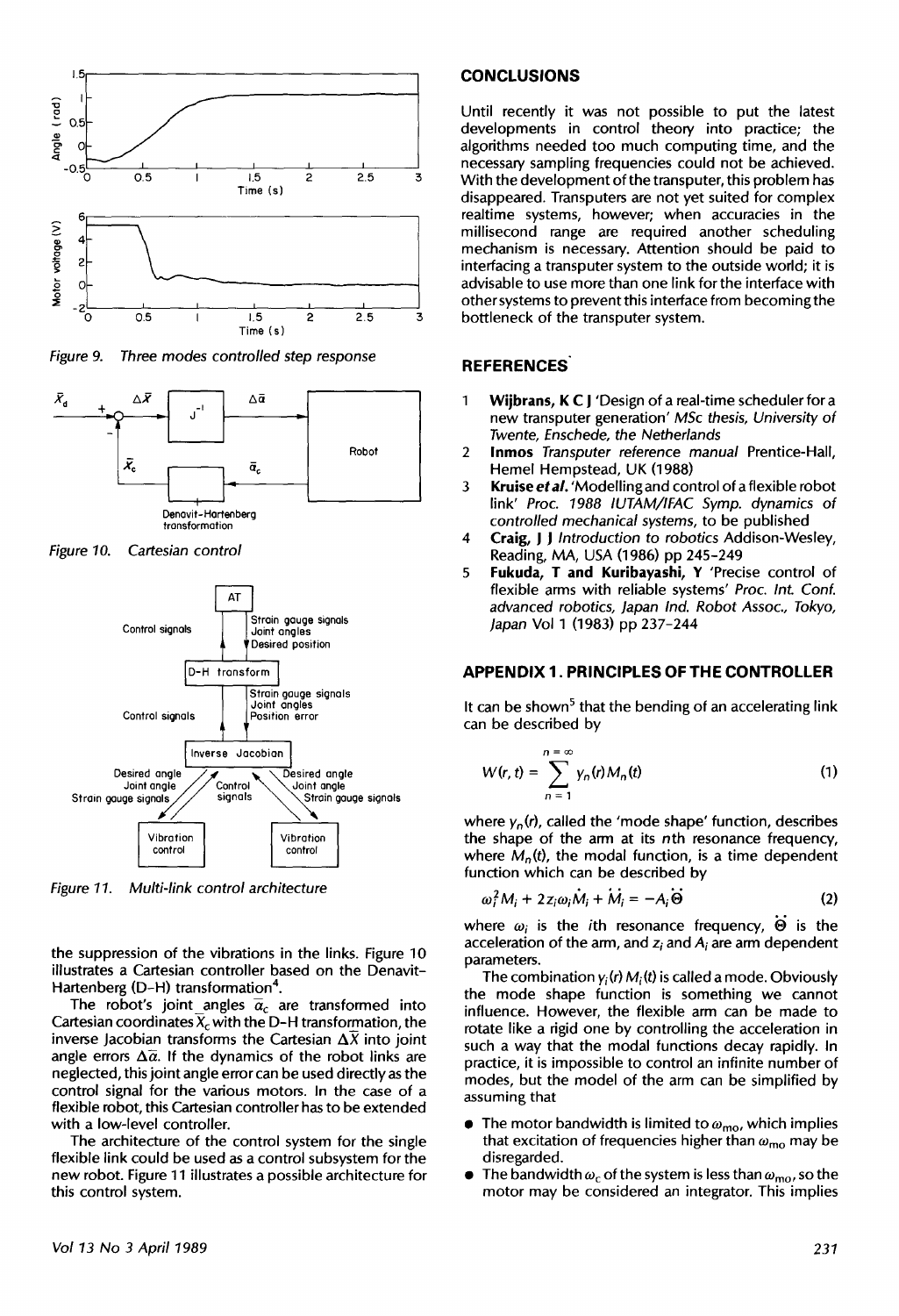Figure 9. Three modes controlled step response

Figure 10. Cartesian control

Figure 11. Multi-link control architecture

the suppression of the vibrations in the links. Figure 10 illustrates a Cartesian controller based on the Denavit-Hartenberg (D-H) transformation[4].

The robot's joint angles $\bar{\alpha}_c$ are transformed into Cartesian coordinates $\bar{X}_c$ with the D-H transformation, the inverse Jacobian transforms the Cartesian $\Delta\bar{X}$ into joint angle errors $\Delta\bar{\alpha}$. If the dynamics of the robot links are neglected, this joint angle error can be used directly as the control signal for the various motors. In the case of a flexible robot, this Cartesian controller has to be extended with a low-level controller.

The architecture of the control system for the single flexible link could be used as a control subsystem for the new robot. Figure 11 illustrates a possible architecture for this control system.

## CONCLUSIONS

Until recently it was not possible to put the latest developments in control theory into practice; the algorithms needed too much computing time, and the necessary sampling frequencies could not be achieved. With the development of the transputer, this problem has disappeared. Transputers are not yet suited for complex realtime systems, however; when accuracies in the millisecond range are required another scheduling mechanism is necessary. Attention should be paid to interfacing a transputer system to the outside world; it is advisable to use more than one link for the interface with other systems to prevent this interface from becoming the bottleneck of the transputer system.

## REFERENCES

1. **Wijbrans, K C J** 'Design of a real-time scheduler for a new transputer generation' *MSc thesis, University of Twente, Enschede, the Netherlands*
2. **Inmos** *Transputer reference manual* Prentice-Hall, Hemel Hempstead, UK (1988)
3. **Kruise *et al.*** 'Modelling and control of a flexible robot link' *Proc. 1988 IUTAM/IFAC Symp. dynamics of controlled mechanical systems*, to be published
4. **Craig, J J** *Introduction to robotics* Addison-Wesley, Reading, MA, USA (1986) pp 245–249
5. **Fukuda, T and Kuribayashi, Y** 'Precise control of flexible arms with reliable systems' *Proc. Int. Conf. advanced robotics, Japan Ind. Robot Assoc., Tokyo, Japan* Vol 1 (1983) pp 237–244

## APPENDIX 1. PRINCIPLES OF THE CONTROLLER

It can be shown[5] that the bending of an accelerating link can be described by

$$W(r,t) = \sum_{n=1}^{n=\infty} y_n(r) M_n(t) \tag{1}$$

where $y_n(r)$, called the 'mode shape' function, describes the shape of the arm at its $n$th resonance frequency, where $M_n(t)$, the modal function, is a time dependent function which can be described by

$$\omega_i^2 M_i + 2 z_i \omega_i \dot{M}_i + \ddot{M}_i = -A_i \ddot{\Theta} \tag{2}$$

where $\omega_i$ is the $i$th resonance frequency, $\ddot{\Theta}$ is the acceleration of the arm, and $z_i$ and $A_i$ are arm dependent parameters.

The combination $y_i(r) M_i(t)$ is called a mode. Obviously the mode shape function is something we cannot influence. However, the flexible arm can be made to rotate like a rigid one by controlling the acceleration in such a way that the modal functions decay rapidly. In practice, it is impossible to control an infinite number of modes, but the model of the arm can be simplified by assuming that

- The motor bandwidth is limited to $\omega_{mo}$, which implies that excitation of frequencies higher than $\omega_{mo}$ may be disregarded.
- The bandwidth $\omega_c$ of the system is less than $\omega_{mo}$, so the motor may be considered an integrator. This implies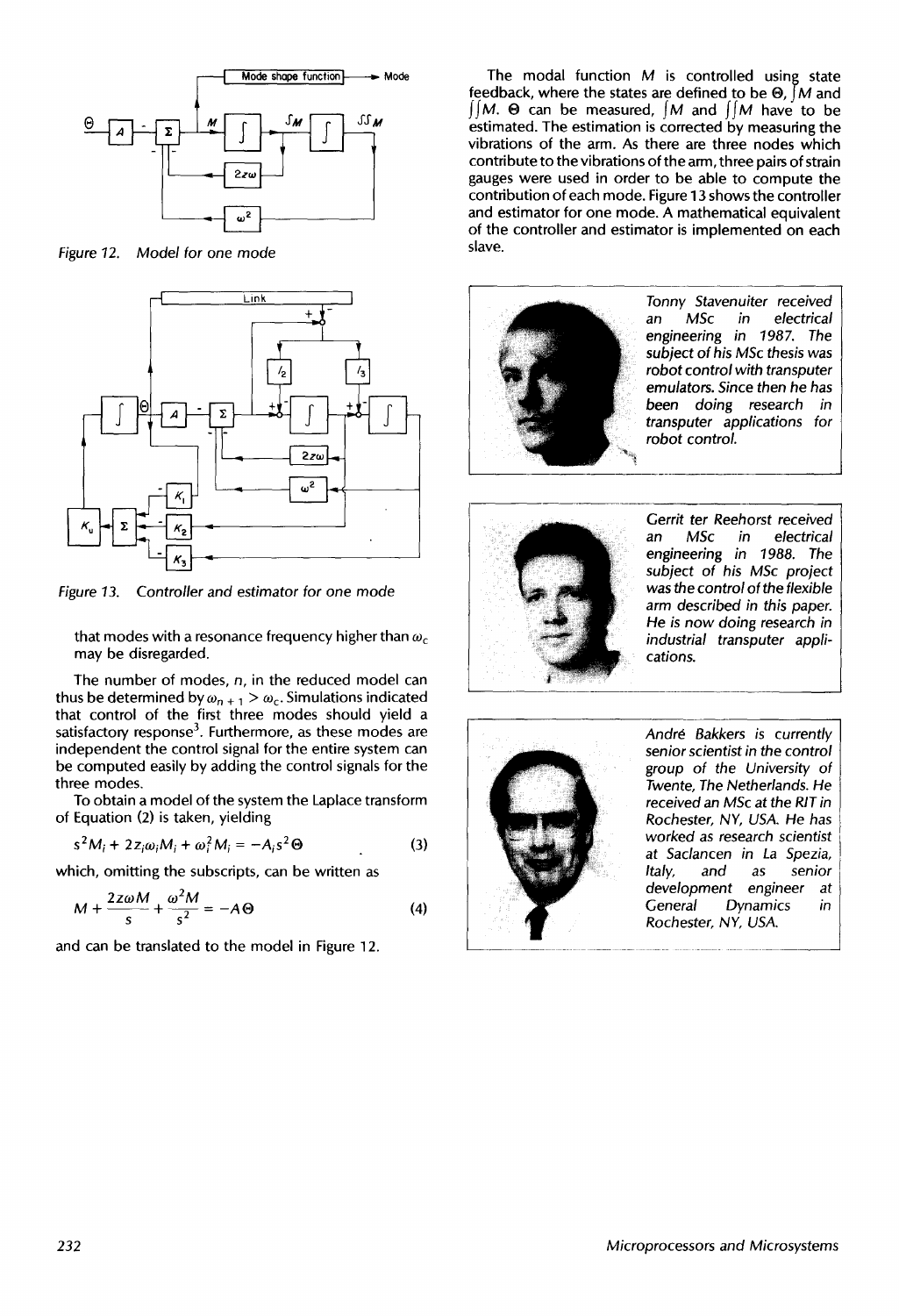Mode shape function

Mode

$\Theta$ A Σ M ∫ ∫M ∫ ∫∫M

2zω

$\omega^2$

*Figure 12. Model for one mode*

Link

∫ Θ A Σ ∫ ∫

$l_2$ $l_3$

2zω

$\omega^2$

$K_u$ Σ $K_1$ $K_2$ $K_3$

*Figure 13. Controller and estimator for one mode*

that modes with a resonance frequency higher than $\omega_c$ may be disregarded.

The number of modes, $n$, in the reduced model can thus be determined by $\omega_{n+1} > \omega_c$. Simulations indicated that control of the first three modes should yield a satisfactory response[3]. Furthermore, as these modes are independent the control signal for the entire system can be computed easily by adding the control signals for the three modes.

To obtain a model of the system the Laplace transform of Equation (2) is taken, yielding

$$s^2 M_i + 2z_i\omega_i M_i + \omega_i^2 M_i = -A_i s^2 \Theta \qquad (3)$$

which, omitting the subscripts, can be written as

$$M + \frac{2z\omega M}{s} + \frac{\omega^2 M}{s^2} = -A\Theta \qquad (4)$$

and can be translated to the model in Figure 12.

The modal function $M$ is controlled using state feedback, where the states are defined to be $\Theta$, $\int M$ and $\int\int M$. $\Theta$ can be measured, $\int M$ and $\int\int M$ have to be estimated. The estimation is corrected by measuring the vibrations of the arm. As there are three nodes which contribute to the vibrations of the arm, three pairs of strain gauges were used in order to be able to compute the contribution of each mode. Figure 13 shows the controller and estimator for one mode. A mathematical equivalent of the controller and estimator is implemented on each slave.

*Tonny Stavenuiter received an MSc in electrical engineering in 1987. The subject of his MSc thesis was robot control with transputer emulators. Since then he has been doing research in transputer applications for robot control.*

*Gerrit ter Reehorst received an MSc in electrical engineering in 1988. The subject of his MSc project was the control of the flexible arm described in this paper. He is now doing research in industrial transputer applications.*

*André Bakkers is currently senior scientist in the control group of the University of Twente, The Netherlands. He received an MSc at the RIT in Rochester, NY, USA. He has worked as research scientist at Saclancen in La Spezia, Italy, and as senior development engineer at General Dynamics in Rochester, NY, USA.*